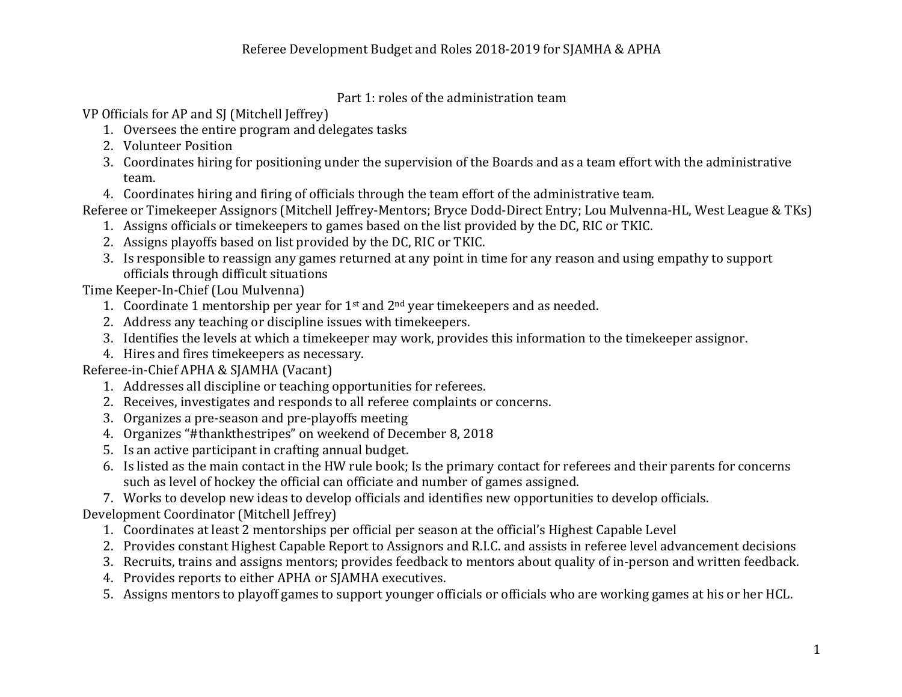# Referee Development Budget and Roles 2018-2019 for SJAMHA & APHA

## Part 1: roles of the administration team

VP Officials for AP and SJ (Mitchell Jeffrey)

1. Oversees the entire program and delegates tasks
2. Volunteer Position
3. Coordinates hiring for positioning under the supervision of the Boards and as a team effort with the administrative team.
4. Coordinates hiring and firing of officials through the team effort of the administrative team.

Referee or Timekeeper Assignors (Mitchell Jeffrey-Mentors; Bryce Dodd-Direct Entry; Lou Mulvenna-HL, West League & TKs)

1. Assigns officials or timekeepers to games based on the list provided by the DC, RIC or TKIC.
2. Assigns playoffs based on list provided by the DC, RIC or TKIC.
3. Is responsible to reassign any games returned at any point in time for any reason and using empathy to support officials through difficult situations

Time Keeper-In-Chief (Lou Mulvenna)

1. Coordinate 1 mentorship per year for 1st and 2nd year timekeepers and as needed.
2. Address any teaching or discipline issues with timekeepers.
3. Identifies the levels at which a timekeeper may work, provides this information to the timekeeper assignor.
4. Hires and fires timekeepers as necessary.

Referee-in-Chief APHA & SJAMHA (Vacant)

1. Addresses all discipline or teaching opportunities for referees.
2. Receives, investigates and responds to all referee complaints or concerns.
3. Organizes a pre-season and pre-playoffs meeting
4. Organizes "#thankthestripes" on weekend of December 8, 2018
5. Is an active participant in crafting annual budget.
6. Is listed as the main contact in the HW rule book; Is the primary contact for referees and their parents for concerns such as level of hockey the official can officiate and number of games assigned.
7. Works to develop new ideas to develop officials and identifies new opportunities to develop officials.

Development Coordinator (Mitchell Jeffrey)

1. Coordinates at least 2 mentorships per official per season at the official's Highest Capable Level
2. Provides constant Highest Capable Report to Assignors and R.I.C. and assists in referee level advancement decisions
3. Recruits, trains and assigns mentors; provides feedback to mentors about quality of in-person and written feedback.
4. Provides reports to either APHA or SJAMHA executives.
5. Assigns mentors to playoff games to support younger officials or officials who are working games at his or her HCL.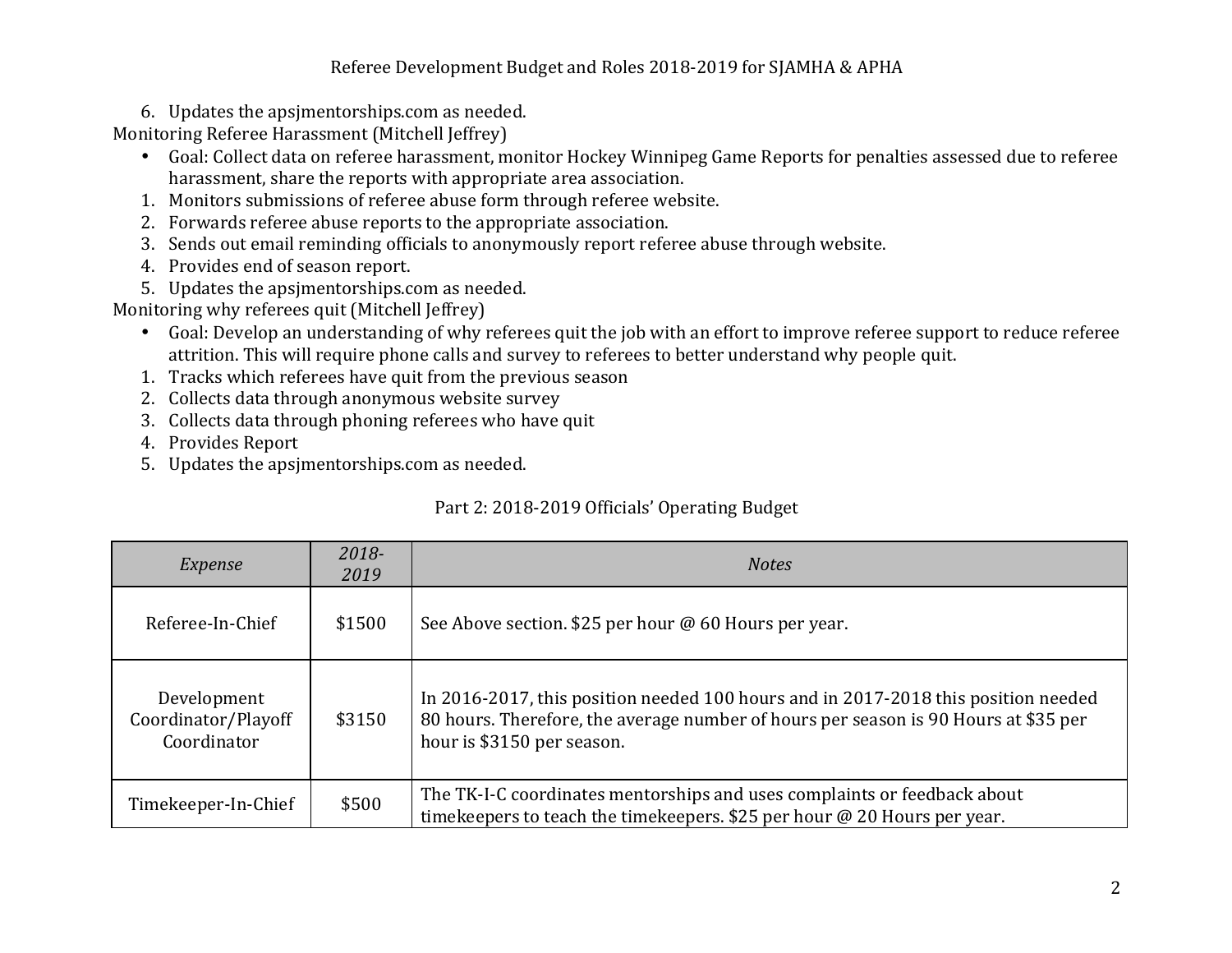6. Updates the apsjmentorships.com as needed.

Monitoring Referee Harassment (Mitchell Jeffrey)

- Goal: Collect data on referee harassment, monitor Hockey Winnipeg Game Reports for penalties assessed due to referee harassment, share the reports with appropriate area association.

1. Monitors submissions of referee abuse form through referee website.
2. Forwards referee abuse reports to the appropriate association.
3. Sends out email reminding officials to anonymously report referee abuse through website.
4. Provides end of season report.
5. Updates the apsjmentorships.com as needed.

Monitoring why referees quit (Mitchell Jeffrey)

- Goal: Develop an understanding of why referees quit the job with an effort to improve referee support to reduce referee attrition. This will require phone calls and survey to referees to better understand why people quit.

1. Tracks which referees have quit from the previous season
2. Collects data through anonymous website survey
3. Collects data through phoning referees who have quit
4. Provides Report
5. Updates the apsjmentorships.com as needed.

## Part 2: 2018-2019 Officials' Operating Budget

| *Expense* | *2018-2019* | *Notes* |
|---|---|---|
| Referee-In-Chief | \$1500 | See Above section. \$25 per hour @ 60 Hours per year. |
| Development Coordinator/Playoff Coordinator | \$3150 | In 2016-2017, this position needed 100 hours and in 2017-2018 this position needed 80 hours. Therefore, the average number of hours per season is 90 Hours at \$35 per hour is \$3150 per season. |
| Timekeeper-In-Chief | \$500 | The TK-I-C coordinates mentorships and uses complaints or feedback about timekeepers to teach the timekeepers. \$25 per hour @ 20 Hours per year. |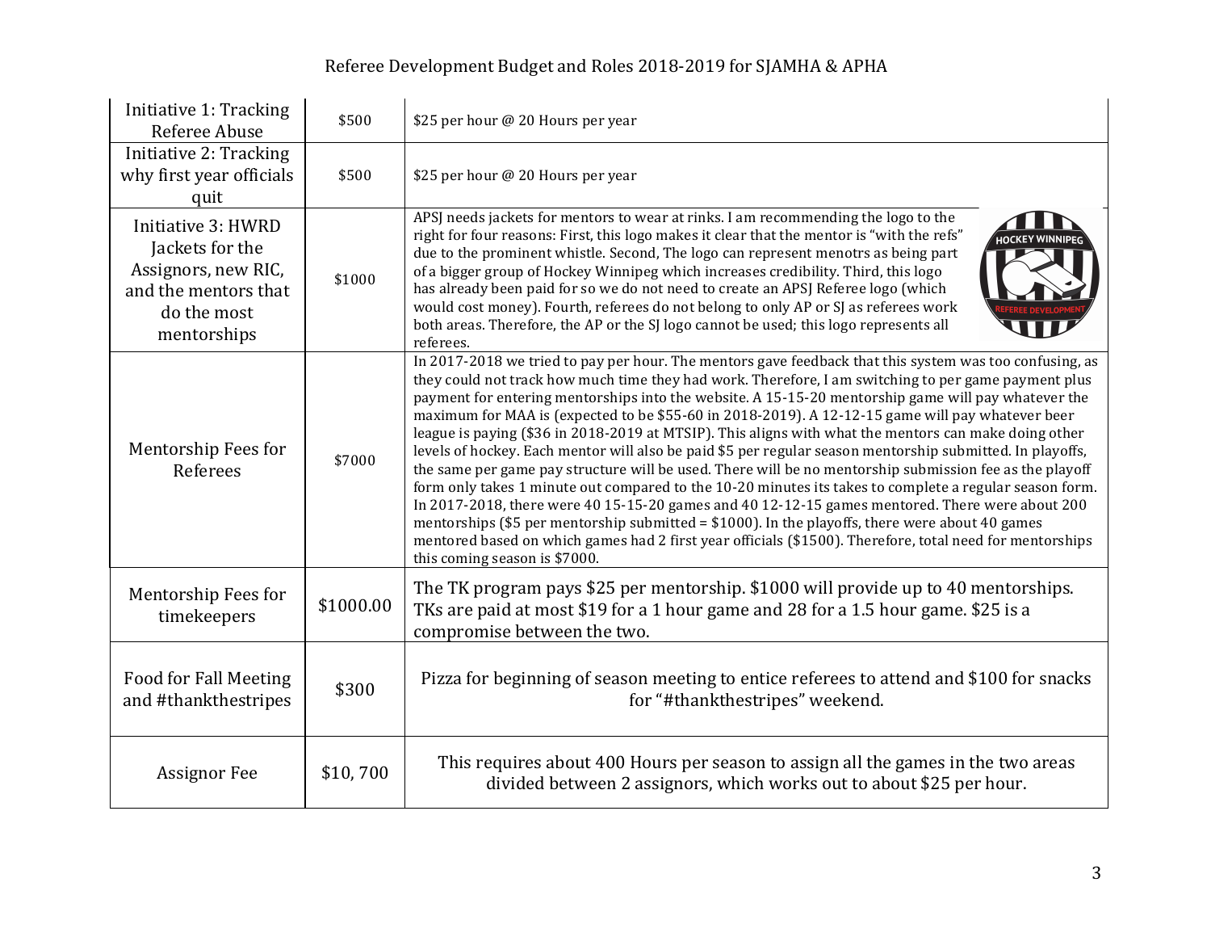# Referee Development Budget and Roles 2018-2019 for SJAMHA & APHA

| Initiative | Budget | Details |
|---|---|---|
| Initiative 1: Tracking Referee Abuse | \$500 | \$25 per hour @ 20 Hours per year |
| Initiative 2: Tracking why first year officials quit | \$500 | \$25 per hour @ 20 Hours per year |
| Initiative 3: HWRD Jackets for the Assignors, new RIC, and the mentors that do the most mentorships | \$1000 | APSJ needs jackets for mentors to wear at rinks. I am recommending the logo to the right for four reasons: First, this logo makes it clear that the mentor is "with the refs" due to the prominent whistle. Second, The logo can represent menotrs as being part of a bigger group of Hockey Winnipeg which increases credibility. Third, this logo has already been paid for so we do not need to create an APSJ Referee logo (which would cost money). Fourth, referees do not belong to only AP or SJ as referees work both areas. Therefore, the AP or the SJ logo cannot be used; this logo represents all referees. |
| Mentorship Fees for Referees | \$7000 | In 2017-2018 we tried to pay per hour. The mentors gave feedback that this system was too confusing, as they could not track how much time they had work. Therefore, I am switching to per game payment plus payment for entering mentorships into the website. A 15-15-20 mentorship game will pay whatever the maximum for MAA is (expected to be \$55-60 in 2018-2019). A 12-12-15 game will pay whatever beer league is paying (\$36 in 2018-2019 at MTSIP). This aligns with what the mentors can make doing other levels of hockey. Each mentor will also be paid \$5 per regular season mentorship submitted. In playoffs, the same per game pay structure will be used. There will be no mentorship submission fee as the playoff form only takes 1 minute out compared to the 10-20 minutes its takes to complete a regular season form. In 2017-2018, there were 40 15-15-20 games and 40 12-12-15 games mentored. There were about 200 mentorships (\$5 per mentorship submitted = \$1000). In the playoffs, there were about 40 games mentored based on which games had 2 first year officials (\$1500). Therefore, total need for mentorships this coming season is \$7000. |
| Mentorship Fees for timekeepers | \$1000.00 | The TK program pays \$25 per mentorship. \$1000 will provide up to 40 mentorships. TKs are paid at most \$19 for a 1 hour game and 28 for a 1.5 hour game. \$25 is a compromise between the two. |
| Food for Fall Meeting and #thankthestripes | \$300 | Pizza for beginning of season meeting to entice referees to attend and \$100 for snacks for "#thankthestripes" weekend. |
| Assignor Fee | \$10, 700 | This requires about 400 Hours per season to assign all the games in the two areas divided between 2 assignors, which works out to about \$25 per hour. |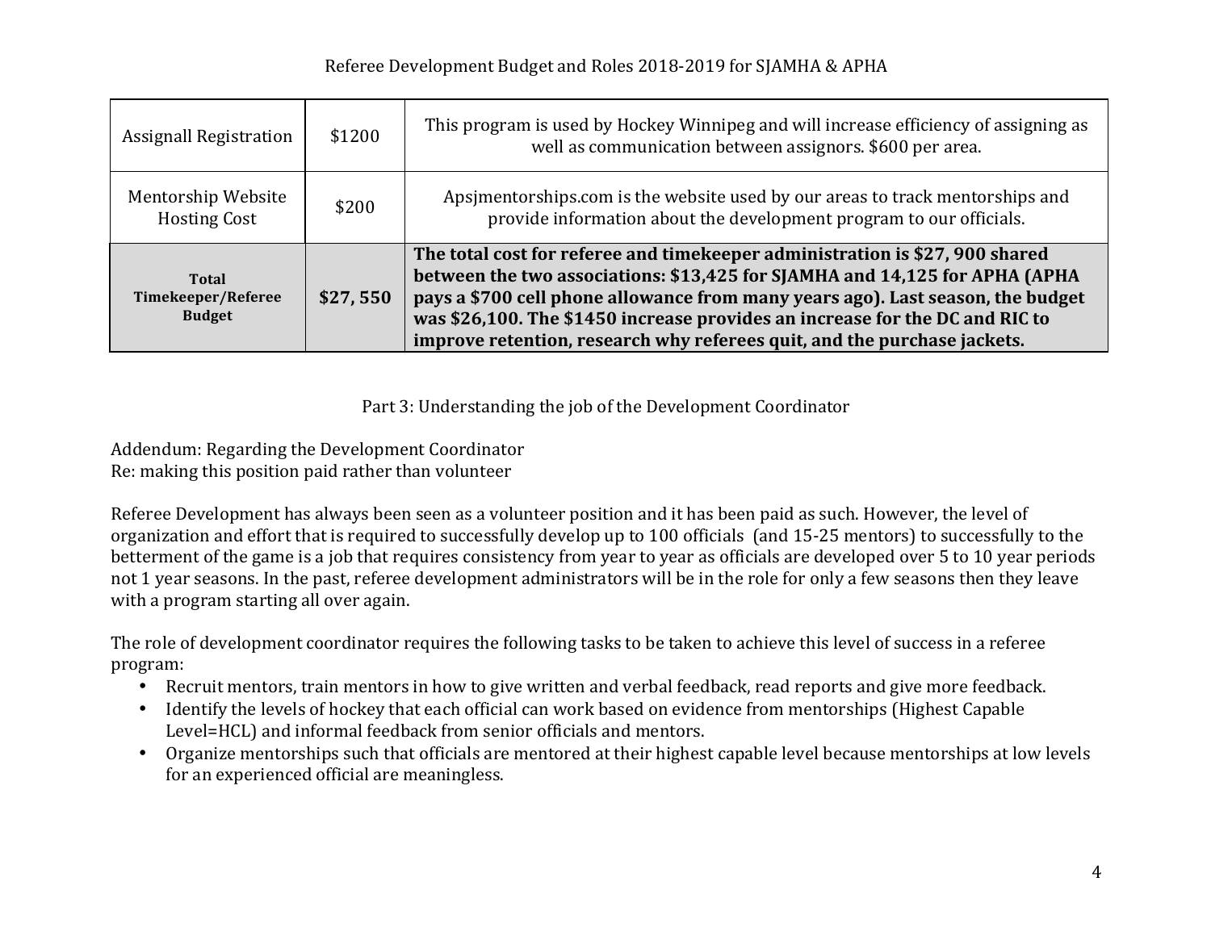| Assignall Registration | $1200 | This program is used by Hockey Winnipeg and will increase efficiency of assigning as well as communication between assignors. $600 per area. |
|---|---|---|
| Mentorship Website Hosting Cost | $200 | Apsjmentorships.com is the website used by our areas to track mentorships and provide information about the development program to our officials. |
| **Total Timekeeper/Referee Budget** | **$27, 550** | **The total cost for referee and timekeeper administration is $27, 900 shared between the two associations: $13,425 for SJAMHA and 14,125 for APHA (APHA pays a $700 cell phone allowance from many years ago). Last season, the budget was $26,100. The $1450 increase provides an increase for the DC and RIC to improve retention, research why referees quit, and the purchase jackets.** |

## Part 3: Understanding the job of the Development Coordinator

Addendum: Regarding the Development Coordinator
Re: making this position paid rather than volunteer

Referee Development has always been seen as a volunteer position and it has been paid as such. However, the level of organization and effort that is required to successfully develop up to 100 officials (and 15-25 mentors) to successfully to the betterment of the game is a job that requires consistency from year to year as officials are developed over 5 to 10 year periods not 1 year seasons. In the past, referee development administrators will be in the role for only a few seasons then they leave with a program starting all over again.

The role of development coordinator requires the following tasks to be taken to achieve this level of success in a referee program:

- Recruit mentors, train mentors in how to give written and verbal feedback, read reports and give more feedback.
- Identify the levels of hockey that each official can work based on evidence from mentorships (Highest Capable Level=HCL) and informal feedback from senior officials and mentors.
- Organize mentorships such that officials are mentored at their highest capable level because mentorships at low levels for an experienced official are meaningless.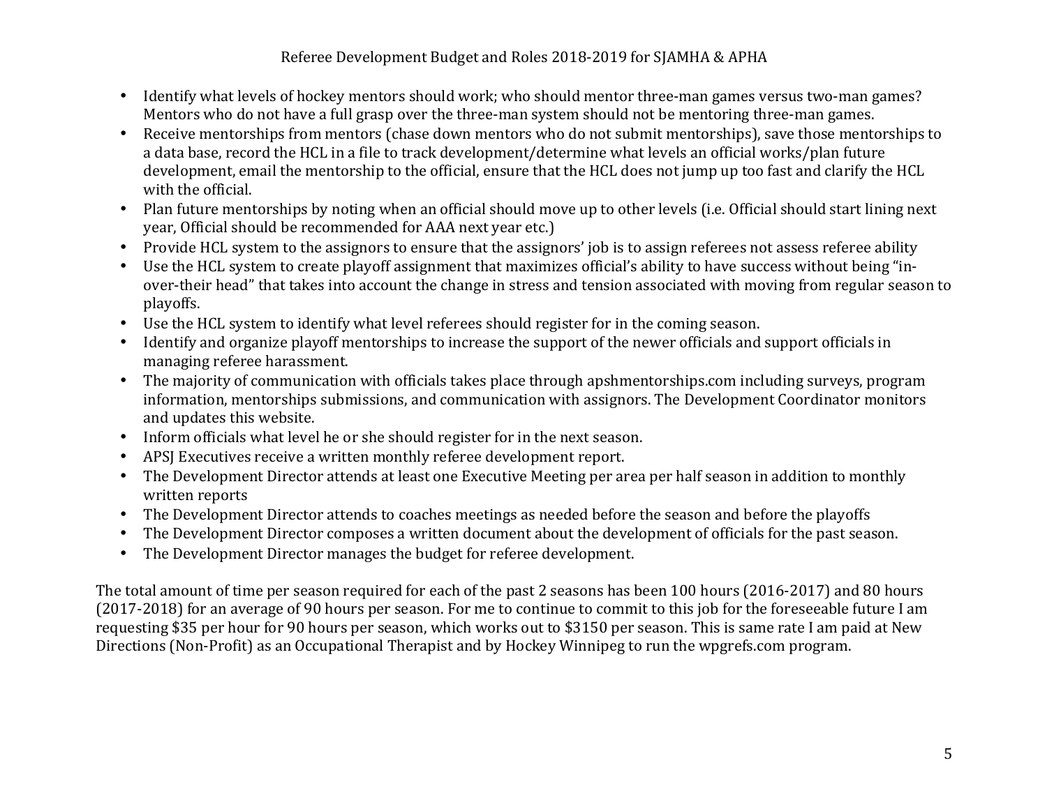- Identify what levels of hockey mentors should work; who should mentor three-man games versus two-man games? Mentors who do not have a full grasp over the three-man system should not be mentoring three-man games.
- Receive mentorships from mentors (chase down mentors who do not submit mentorships), save those mentorships to a data base, record the HCL in a file to track development/determine what levels an official works/plan future development, email the mentorship to the official, ensure that the HCL does not jump up too fast and clarify the HCL with the official.
- Plan future mentorships by noting when an official should move up to other levels (i.e. Official should start lining next year, Official should be recommended for AAA next year etc.)
- Provide HCL system to the assignors to ensure that the assignors' job is to assign referees not assess referee ability
- Use the HCL system to create playoff assignment that maximizes official's ability to have success without being "in-over-their head" that takes into account the change in stress and tension associated with moving from regular season to playoffs.
- Use the HCL system to identify what level referees should register for in the coming season.
- Identify and organize playoff mentorships to increase the support of the newer officials and support officials in managing referee harassment.
- The majority of communication with officials takes place through apshmentorships.com including surveys, program information, mentorships submissions, and communication with assignors. The Development Coordinator monitors and updates this website.
- Inform officials what level he or she should register for in the next season.
- APSJ Executives receive a written monthly referee development report.
- The Development Director attends at least one Executive Meeting per area per half season in addition to monthly written reports
- The Development Director attends to coaches meetings as needed before the season and before the playoffs
- The Development Director composes a written document about the development of officials for the past season.
- The Development Director manages the budget for referee development.

The total amount of time per season required for each of the past 2 seasons has been 100 hours (2016-2017) and 80 hours (2017-2018) for an average of 90 hours per season. For me to continue to commit to this job for the foreseeable future I am requesting $35 per hour for 90 hours per season, which works out to $3150 per season. This is same rate I am paid at New Directions (Non-Profit) as an Occupational Therapist and by Hockey Winnipeg to run the wpgrefs.com program.